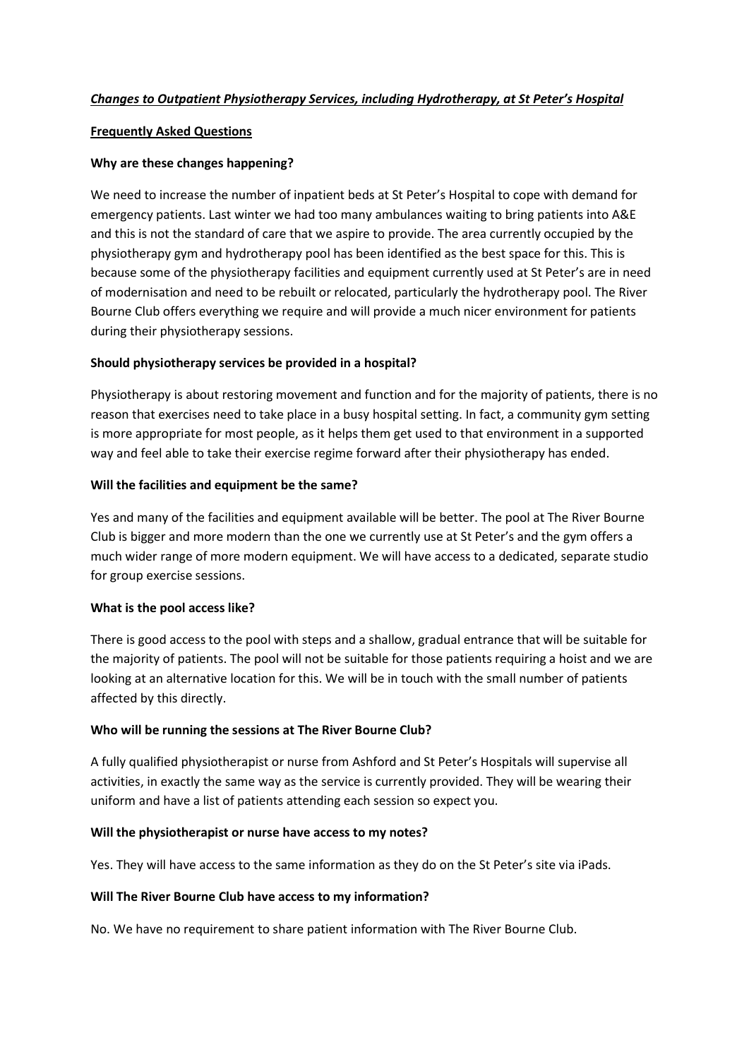# ***Changes to Outpatient Physiotherapy Services, including Hydrotherapy, at St Peter's Hospital***

## Frequently Asked Questions

### Why are these changes happening?

We need to increase the number of inpatient beds at St Peter's Hospital to cope with demand for emergency patients. Last winter we had too many ambulances waiting to bring patients into A&E and this is not the standard of care that we aspire to provide. The area currently occupied by the physiotherapy gym and hydrotherapy pool has been identified as the best space for this. This is because some of the physiotherapy facilities and equipment currently used at St Peter's are in need of modernisation and need to be rebuilt or relocated, particularly the hydrotherapy pool. The River Bourne Club offers everything we require and will provide a much nicer environment for patients during their physiotherapy sessions.

### Should physiotherapy services be provided in a hospital?

Physiotherapy is about restoring movement and function and for the majority of patients, there is no reason that exercises need to take place in a busy hospital setting. In fact, a community gym setting is more appropriate for most people, as it helps them get used to that environment in a supported way and feel able to take their exercise regime forward after their physiotherapy has ended.

### Will the facilities and equipment be the same?

Yes and many of the facilities and equipment available will be better. The pool at The River Bourne Club is bigger and more modern than the one we currently use at St Peter's and the gym offers a much wider range of more modern equipment. We will have access to a dedicated, separate studio for group exercise sessions.

### What is the pool access like?

There is good access to the pool with steps and a shallow, gradual entrance that will be suitable for the majority of patients. The pool will not be suitable for those patients requiring a hoist and we are looking at an alternative location for this. We will be in touch with the small number of patients affected by this directly.

### Who will be running the sessions at The River Bourne Club?

A fully qualified physiotherapist or nurse from Ashford and St Peter's Hospitals will supervise all activities, in exactly the same way as the service is currently provided. They will be wearing their uniform and have a list of patients attending each session so expect you.

### Will the physiotherapist or nurse have access to my notes?

Yes. They will have access to the same information as they do on the St Peter's site via iPads.

### Will The River Bourne Club have access to my information?

No. We have no requirement to share patient information with The River Bourne Club.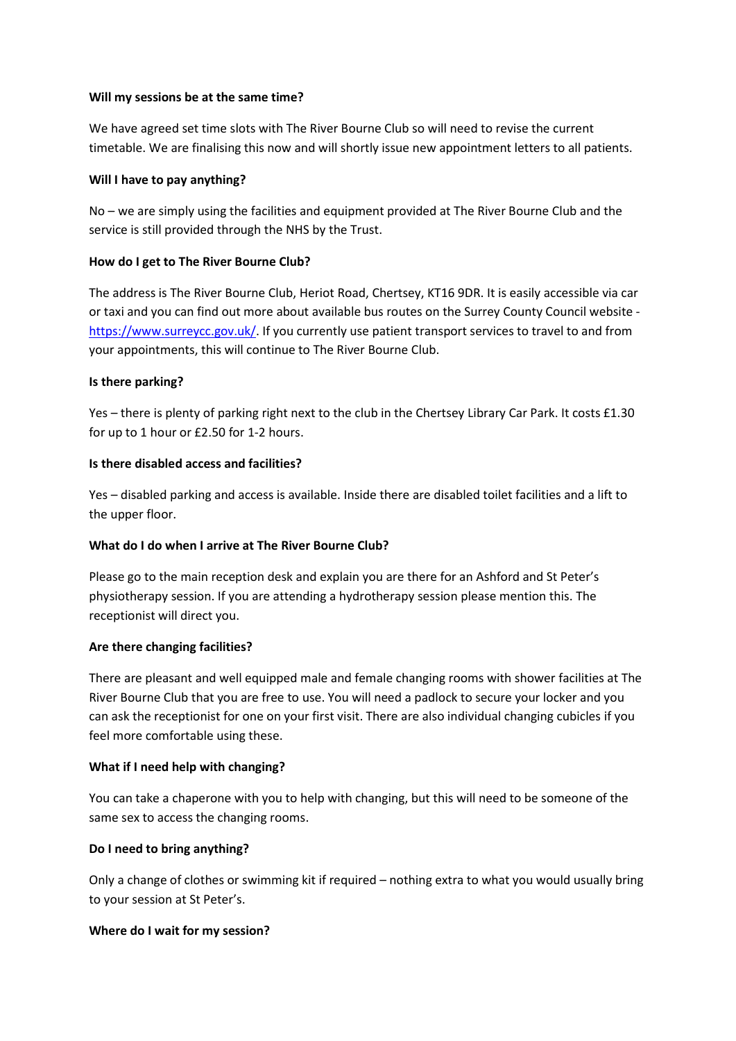**Will my sessions be at the same time?**

We have agreed set time slots with The River Bourne Club so will need to revise the current timetable. We are finalising this now and will shortly issue new appointment letters to all patients.

**Will I have to pay anything?**

No – we are simply using the facilities and equipment provided at The River Bourne Club and the service is still provided through the NHS by the Trust.

**How do I get to The River Bourne Club?**

The address is The River Bourne Club, Heriot Road, Chertsey, KT16 9DR. It is easily accessible via car or taxi and you can find out more about available bus routes on the Surrey County Council website - https://www.surreycc.gov.uk/. If you currently use patient transport services to travel to and from your appointments, this will continue to The River Bourne Club.

**Is there parking?**

Yes – there is plenty of parking right next to the club in the Chertsey Library Car Park. It costs £1.30 for up to 1 hour or £2.50 for 1-2 hours.

**Is there disabled access and facilities?**

Yes – disabled parking and access is available. Inside there are disabled toilet facilities and a lift to the upper floor.

**What do I do when I arrive at The River Bourne Club?**

Please go to the main reception desk and explain you are there for an Ashford and St Peter's physiotherapy session. If you are attending a hydrotherapy session please mention this. The receptionist will direct you.

**Are there changing facilities?**

There are pleasant and well equipped male and female changing rooms with shower facilities at The River Bourne Club that you are free to use. You will need a padlock to secure your locker and you can ask the receptionist for one on your first visit. There are also individual changing cubicles if you feel more comfortable using these.

**What if I need help with changing?**

You can take a chaperone with you to help with changing, but this will need to be someone of the same sex to access the changing rooms.

**Do I need to bring anything?**

Only a change of clothes or swimming kit if required – nothing extra to what you would usually bring to your session at St Peter's.

**Where do I wait for my session?**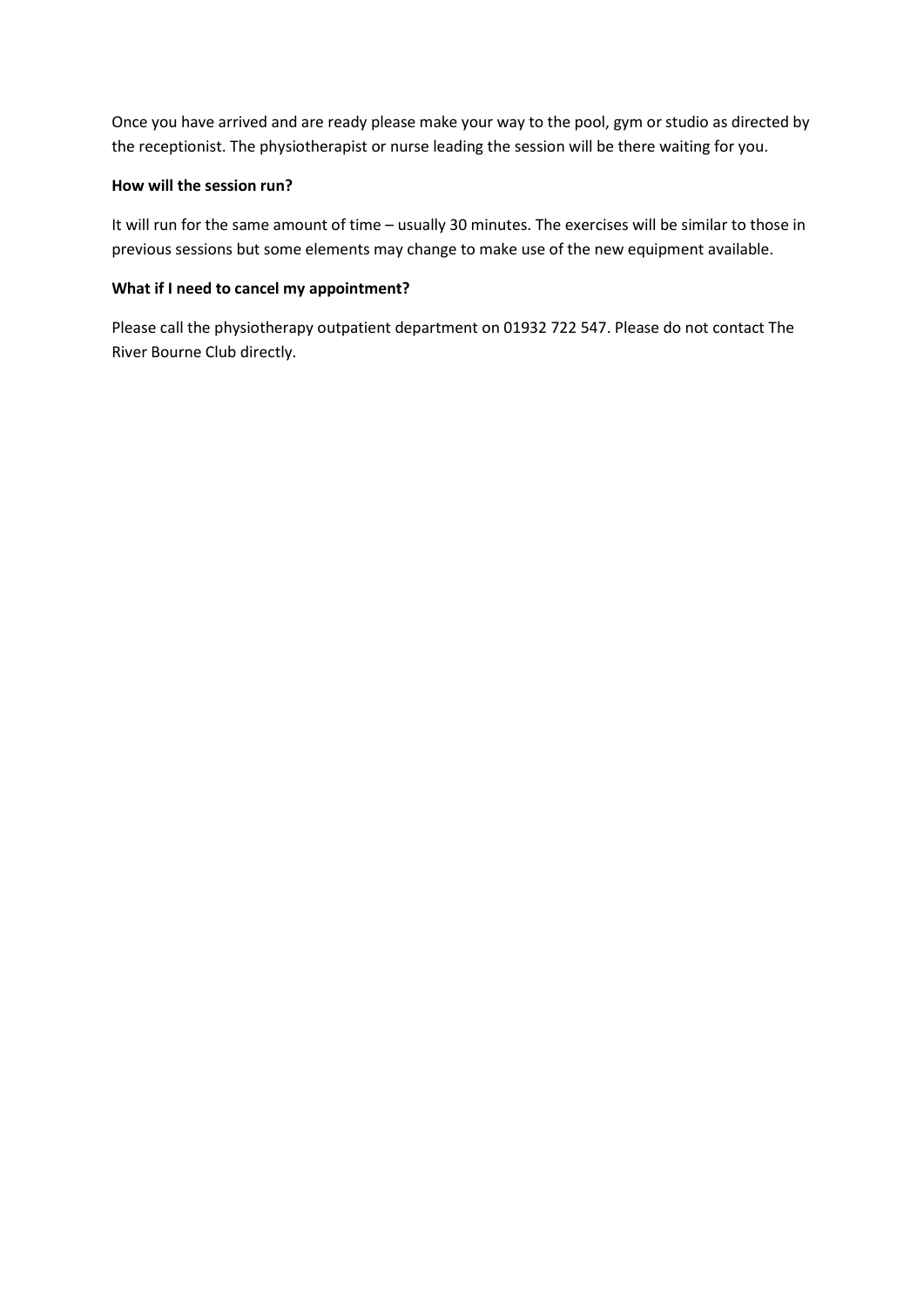Once you have arrived and are ready please make your way to the pool, gym or studio as directed by the receptionist. The physiotherapist or nurse leading the session will be there waiting for you.

**How will the session run?**

It will run for the same amount of time – usually 30 minutes. The exercises will be similar to those in previous sessions but some elements may change to make use of the new equipment available.

**What if I need to cancel my appointment?**

Please call the physiotherapy outpatient department on 01932 722 547. Please do not contact The River Bourne Club directly.